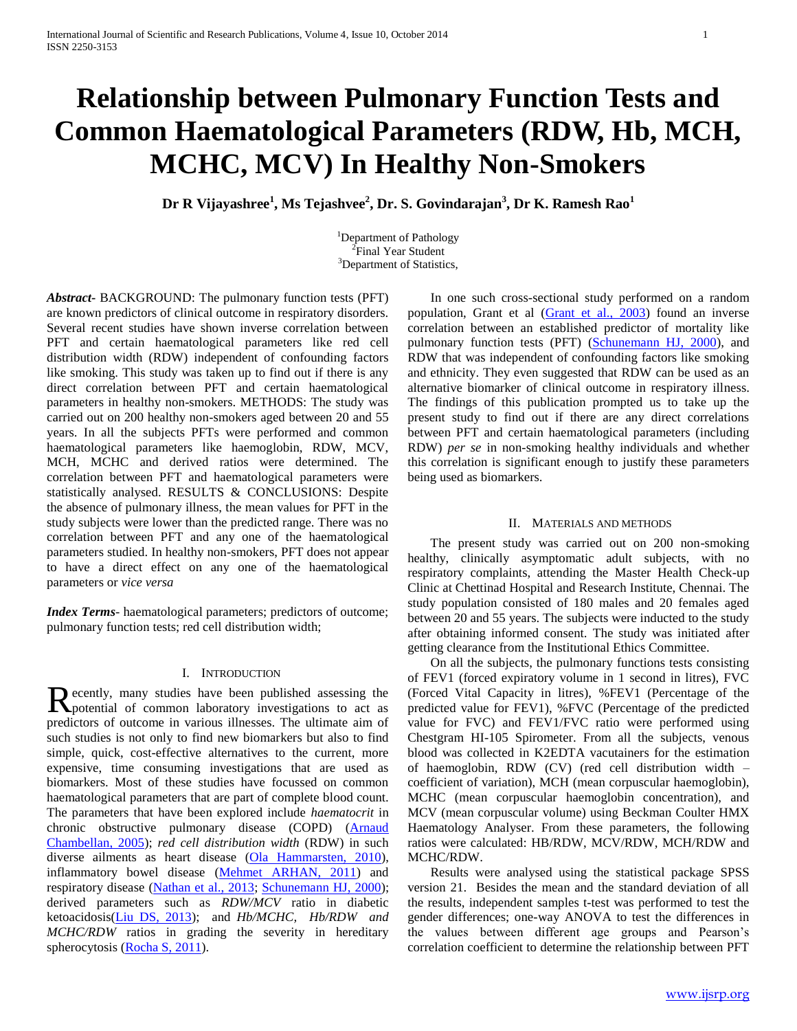# Relationship between Pulmonary Function Tests and Common Haematological Parameters (RDW, Hb, MCH, MCHC, MCV) In Healthy Non-Smokers

**Dr R Vijayashree[1], Ms Tejashvee[2], Dr. S. Govindarajan[3], Dr K. Ramesh Rao[1]**

[1]Department of Pathology
[2]Final Year Student
[3]Department of Statistics,

***Abstract***- BACKGROUND: The pulmonary function tests (PFT) are known predictors of clinical outcome in respiratory disorders. Several recent studies have shown inverse correlation between PFT and certain haematological parameters like red cell distribution width (RDW) independent of confounding factors like smoking. This study was taken up to find out if there is any direct correlation between PFT and certain haematological parameters in healthy non-smokers. METHODS: The study was carried out on 200 healthy non-smokers aged between 20 and 55 years. In all the subjects PFTs were performed and common haematological parameters like haemoglobin, RDW, MCV, MCH, MCHC and derived ratios were determined. The correlation between PFT and haematological parameters were statistically analysed. RESULTS & CONCLUSIONS: Despite the absence of pulmonary illness, the mean values for PFT in the study subjects were lower than the predicted range. There was no correlation between PFT and any one of the haematological parameters studied. In healthy non-smokers, PFT does not appear to have a direct effect on any one of the haematological parameters or *vice versa*

***Index Terms***- haematological parameters; predictors of outcome; pulmonary function tests; red cell distribution width;

## I. Introduction

Recently, many studies have been published assessing the potential of common laboratory investigations to act as predictors of outcome in various illnesses. The ultimate aim of such studies is not only to find new biomarkers but also to find simple, quick, cost-effective alternatives to the current, more expensive, time consuming investigations that are used as biomarkers. Most of these studies have focussed on common haematological parameters that are part of complete blood count. The parameters that have been explored include *haematocrit* in chronic obstructive pulmonary disease (COPD) (Arnaud Chambellan, 2005); *red cell distribution width* (RDW) in such diverse ailments as heart disease (Ola Hammarsten, 2010), inflammatory bowel disease (Mehmet ARHAN, 2011) and respiratory disease (Nathan et al., 2013; Schunemann HJ, 2000); derived parameters such as *RDW/MCV* ratio in diabetic ketoacidosis(Liu DS, 2013); and *Hb/MCHC, Hb/RDW and MCHC/RDW* ratios in grading the severity in hereditary spherocytosis (Rocha S, 2011).

In one such cross-sectional study performed on a random population, Grant et al (Grant et al., 2003) found an inverse correlation between an established predictor of mortality like pulmonary function tests (PFT) (Schunemann HJ, 2000), and RDW that was independent of confounding factors like smoking and ethnicity. They even suggested that RDW can be used as an alternative biomarker of clinical outcome in respiratory illness. The findings of this publication prompted us to take up the present study to find out if there are any direct correlations between PFT and certain haematological parameters (including RDW) *per se* in non-smoking healthy individuals and whether this correlation is significant enough to justify these parameters being used as biomarkers.

## II. Materials and Methods

The present study was carried out on 200 non-smoking healthy, clinically asymptomatic adult subjects, with no respiratory complaints, attending the Master Health Check-up Clinic at Chettinad Hospital and Research Institute, Chennai. The study population consisted of 180 males and 20 females aged between 20 and 55 years. The subjects were inducted to the study after obtaining informed consent. The study was initiated after getting clearance from the Institutional Ethics Committee.

On all the subjects, the pulmonary functions tests consisting of FEV1 (forced expiratory volume in 1 second in litres), FVC (Forced Vital Capacity in litres), %FEV1 (Percentage of the predicted value for FEV1), %FVC (Percentage of the predicted value for FVC) and FEV1/FVC ratio were performed using Chestgram HI-105 Spirometer. From all the subjects, venous blood was collected in K2EDTA vacutainers for the estimation of haemoglobin, RDW (CV) (red cell distribution width – coefficient of variation), MCH (mean corpuscular haemoglobin), MCHC (mean corpuscular haemoglobin concentration), and MCV (mean corpuscular volume) using Beckman Coulter HMX Haematology Analyser. From these parameters, the following ratios were calculated: HB/RDW, MCV/RDW, MCH/RDW and MCHC/RDW.

Results were analysed using the statistical package SPSS version 21. Besides the mean and the standard deviation of all the results, independent samples t-test was performed to test the gender differences; one-way ANOVA to test the differences in the values between different age groups and Pearson's correlation coefficient to determine the relationship between PFT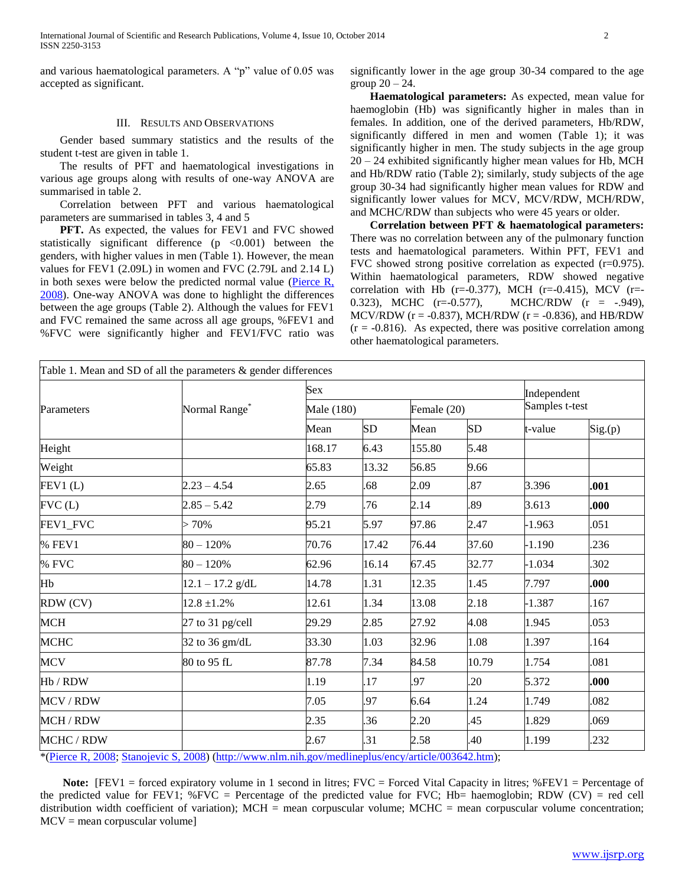and various haematological parameters. A "p" value of 0.05 was accepted as significant.

## III. Results and Observations

Gender based summary statistics and the results of the student t-test are given in table 1.

The results of PFT and haematological investigations in various age groups along with results of one-way ANOVA are summarised in table 2.

Correlation between PFT and various haematological parameters are summarised in tables 3, 4 and 5

**PFT.** As expected, the values for FEV1 and FVC showed statistically significant difference ($p < 0.001$) between the genders, with higher values in men (Table 1). However, the mean values for FEV1 (2.09L) in women and FVC (2.79L and 2.14 L) in both sexes were below the predicted normal value (Pierce R, 2008). One-way ANOVA was done to highlight the differences between the age groups (Table 2). Although the values for FEV1 and FVC remained the same across all age groups, %FEV1 and %FVC were significantly higher and FEV1/FVC ratio was significantly lower in the age group 30-34 compared to the age group 20 – 24.

**Haematological parameters:** As expected, mean value for haemoglobin (Hb) was significantly higher in males than in females. In addition, one of the derived parameters, Hb/RDW, significantly differed in men and women (Table 1); it was significantly higher in men. The study subjects in the age group 20 – 24 exhibited significantly higher mean values for Hb, MCH and Hb/RDW ratio (Table 2); similarly, study subjects of the age group 30-34 had significantly higher mean values for RDW and significantly lower values for MCV, MCV/RDW, MCH/RDW, and MCHC/RDW than subjects who were 45 years or older.

**Correlation between PFT & haematological parameters:** There was no correlation between any of the pulmonary function tests and haematological parameters. Within PFT, FEV1 and FVC showed strong positive correlation as expected (r=0.975). Within haematological parameters, RDW showed negative correlation with Hb (r=-0.377), MCH (r=-0.415), MCV (r=-0.323), MCHC (r=-0.577), MCHC/RDW (r = -.949), MCV/RDW (r = -0.837), MCH/RDW (r = -0.836), and HB/RDW (r = -0.816). As expected, there was positive correlation among other haematological parameters.

Table 1. Mean and SD of all the parameters & gender differences

| Parameters | Normal Range* | Sex | | | | Independent Samples t-test | |
|---|---|---|---|---|---|---|---|
| | | Male (180) | | Female (20) | | | |
| | | Mean | SD | Mean | SD | t-value | Sig.(p) |
| Height | | 168.17 | 6.43 | 155.80 | 5.48 | | |
| Weight | | 65.83 | 13.32 | 56.85 | 9.66 | | |
| FEV1 (L) | 2.23 – 4.54 | 2.65 | .68 | 2.09 | .87 | 3.396 | **.001** |
| FVC (L) | 2.85 – 5.42 | 2.79 | .76 | 2.14 | .89 | 3.613 | **.000** |
| FEV1_FVC | > 70% | 95.21 | 5.97 | 97.86 | 2.47 | -1.963 | .051 |
| % FEV1 | 80 – 120% | 70.76 | 17.42 | 76.44 | 37.60 | -1.190 | .236 |
| % FVC | 80 – 120% | 62.96 | 16.14 | 67.45 | 32.77 | -1.034 | .302 |
| Hb | 12.1 – 17.2 g/dL | 14.78 | 1.31 | 12.35 | 1.45 | 7.797 | **.000** |
| RDW (CV) | 12.8 ±1.2% | 12.61 | 1.34 | 13.08 | 2.18 | -1.387 | .167 |
| MCH | 27 to 31 pg/cell | 29.29 | 2.85 | 27.92 | 4.08 | 1.945 | .053 |
| MCHC | 32 to 36 gm/dL | 33.30 | 1.03 | 32.96 | 1.08 | 1.397 | .164 |
| MCV | 80 to 95 fL | 87.78 | 7.34 | 84.58 | 10.79 | 1.754 | .081 |
| Hb / RDW | | 1.19 | .17 | .97 | .20 | 5.372 | **.000** |
| MCV / RDW | | 7.05 | .97 | 6.64 | 1.24 | 1.749 | .082 |
| MCH / RDW | | 2.35 | .36 | 2.20 | .45 | 1.829 | .069 |
| MCHC / RDW | | 2.67 | .31 | 2.58 | .40 | 1.199 | .232 |

*(Pierce R, 2008; Stanojevic S, 2008) (http://www.nlm.nih.gov/medlineplus/ency/article/003642.htm);

**Note:** [FEV1 = forced expiratory volume in 1 second in litres; FVC = Forced Vital Capacity in litres; %FEV1 = Percentage of the predicted value for FEV1; %FVC = Percentage of the predicted value for FVC; Hb= haemoglobin; RDW (CV) = red cell distribution width coefficient of variation); MCH = mean corpuscular volume; MCHC = mean corpuscular volume concentration; MCV = mean corpuscular volume]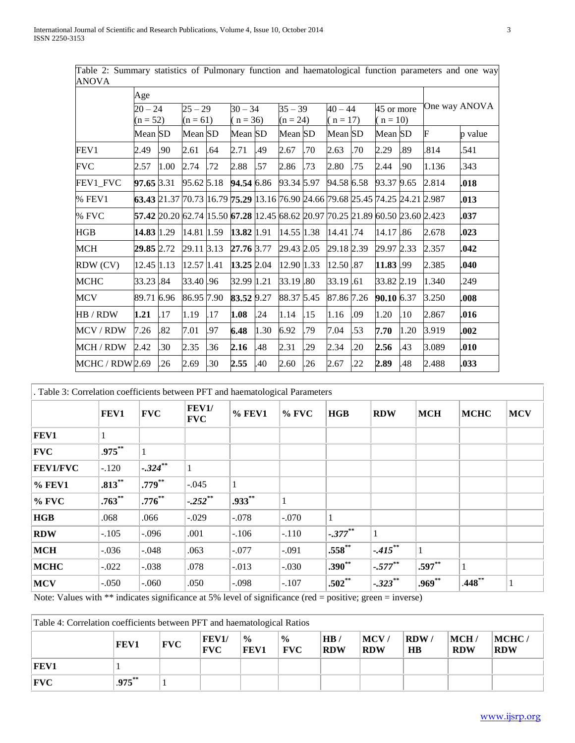Table 2: Summary statistics of Pulmonary function and haematological function parameters and one way ANOVA

| | Age | | | | | | | | | | | | One way ANOVA | |
|---|---|---|---|---|---|---|---|---|---|---|---|---|---|---|
| | 20 – 24 (n = 52) | | 25 – 29 (n = 61) | | 30 – 34 ( n = 36) | | 35 – 39 (n = 24) | | 40 – 44 ( n = 17) | | 45 or more ( n = 10) | | | |
| | Mean | SD | Mean | SD | Mean | SD | Mean | SD | Mean | SD | Mean | SD | F | p value |
| FEV1 | 2.49 | .90 | 2.61 | .64 | 2.71 | .49 | 2.67 | .70 | 2.63 | .70 | 2.29 | .89 | .814 | .541 |
| FVC | 2.57 | 1.00 | 2.74 | .72 | 2.88 | .57 | 2.86 | .73 | 2.80 | .75 | 2.44 | .90 | 1.136 | .343 |
| FEV1_FVC | **97.65** | 3.31 | 95.62 | 5.18 | **94.54** | 6.86 | 93.34 | 5.97 | 94.58 | 6.58 | 93.37 | 9.65 | 2.814 | **.018** |
| % FEV1 | **63.43** | 21.37 | 70.73 | 16.79 | **75.29** | 13.16 | 76.90 | 24.66 | 79.68 | 25.45 | 74.25 | 24.21 | 2.987 | **.013** |
| % FVC | **57.42** | 20.20 | 62.74 | 15.50 | **67.28** | 12.45 | 68.62 | 20.97 | 70.25 | 21.89 | 60.50 | 23.60 | 2.423 | **.037** |
| HGB | **14.83** | 1.29 | 14.81 | 1.59 | **13.82** | 1.91 | 14.55 | 1.38 | 14.41 | .74 | 14.17 | .86 | 2.678 | **.023** |
| MCH | **29.85** | 2.72 | 29.11 | 3.13 | **27.76** | 3.77 | 29.43 | 2.05 | 29.18 | 2.39 | 29.97 | 2.33 | 2.357 | **.042** |
| RDW (CV) | 12.45 | 1.13 | 12.57 | 1.41 | **13.25** | 2.04 | 12.90 | 1.33 | 12.50 | .87 | **11.83** | .99 | 2.385 | **.040** |
| MCHC | 33.23 | .84 | 33.40 | .96 | 32.99 | 1.21 | 33.19 | .80 | 33.19 | .61 | 33.82 | 2.19 | 1.340 | .249 |
| MCV | 89.71 | 6.96 | 86.95 | 7.90 | **83.52** | 9.27 | 88.37 | 5.45 | 87.86 | 7.26 | **90.10** | 6.37 | 3.250 | **.008** |
| HB / RDW | **1.21** | .17 | 1.19 | .17 | **1.08** | .24 | 1.14 | .15 | 1.16 | .09 | 1.20 | .10 | 2.867 | **.016** |
| MCV / RDW | 7.26 | .82 | 7.01 | .97 | **6.48** | 1.30 | 6.92 | .79 | 7.04 | .53 | **7.70** | 1.20 | 3.919 | **.002** |
| MCH / RDW | 2.42 | .30 | 2.35 | .36 | **2.16** | .48 | 2.31 | .29 | 2.34 | .20 | **2.56** | .43 | 3.089 | **.010** |
| MCHC / RDW | 2.69 | .26 | 2.69 | .30 | **2.55** | .40 | 2.60 | .26 | 2.67 | .22 | **2.89** | .48 | 2.488 | **.033** |

. Table 3: Correlation coefficients between PFT and haematological Parameters

| | FEV1 | FVC | FEV1/ FVC | % FEV1 | % FVC | HGB | RDW | MCH | MCHC | MCV |
|---|---|---|---|---|---|---|---|---|---|---|
| **FEV1** | 1 | | | | | | | | | |
| **FVC** | .975** | 1 | | | | | | | | |
| **FEV1/FVC** | -.120 | *-.324*** | 1 | | | | | | | |
| **% FEV1** | .813** | .779** | -.045 | 1 | | | | | | |
| **% FVC** | .763** | .776** | *-.252*** | .933** | 1 | | | | | |
| **HGB** | .068 | .066 | -.029 | -.078 | -.070 | 1 | | | | |
| **RDW** | -.105 | -.096 | .001 | -.106 | -.110 | *-.377*** | 1 | | | |
| **MCH** | -.036 | -.048 | .063 | -.077 | -.091 | .558** | *-.415*** | 1 | | |
| **MCHC** | -.022 | -.038 | .078 | -.013 | -.030 | .390** | *-.577*** | .597** | 1 | |
| **MCV** | -.050 | -.060 | .050 | -.098 | -.107 | .502** | *-.323*** | .969** | .448** | 1 |

Note: Values with ** indicates significance at 5% level of significance (red = positive; green = inverse)

Table 4: Correlation coefficients between PFT and haematological Ratios

| | FEV1 | FVC | FEV1/ FVC | % FEV1 | % FVC | HB / RDW | MCV / RDW | RDW / HB | MCH / RDW | MCHC / RDW |
|---|---|---|---|---|---|---|---|---|---|---|
| **FEV1** | 1 | | | | | | | | | |
| **FVC** | .975** | 1 | | | | | | | | |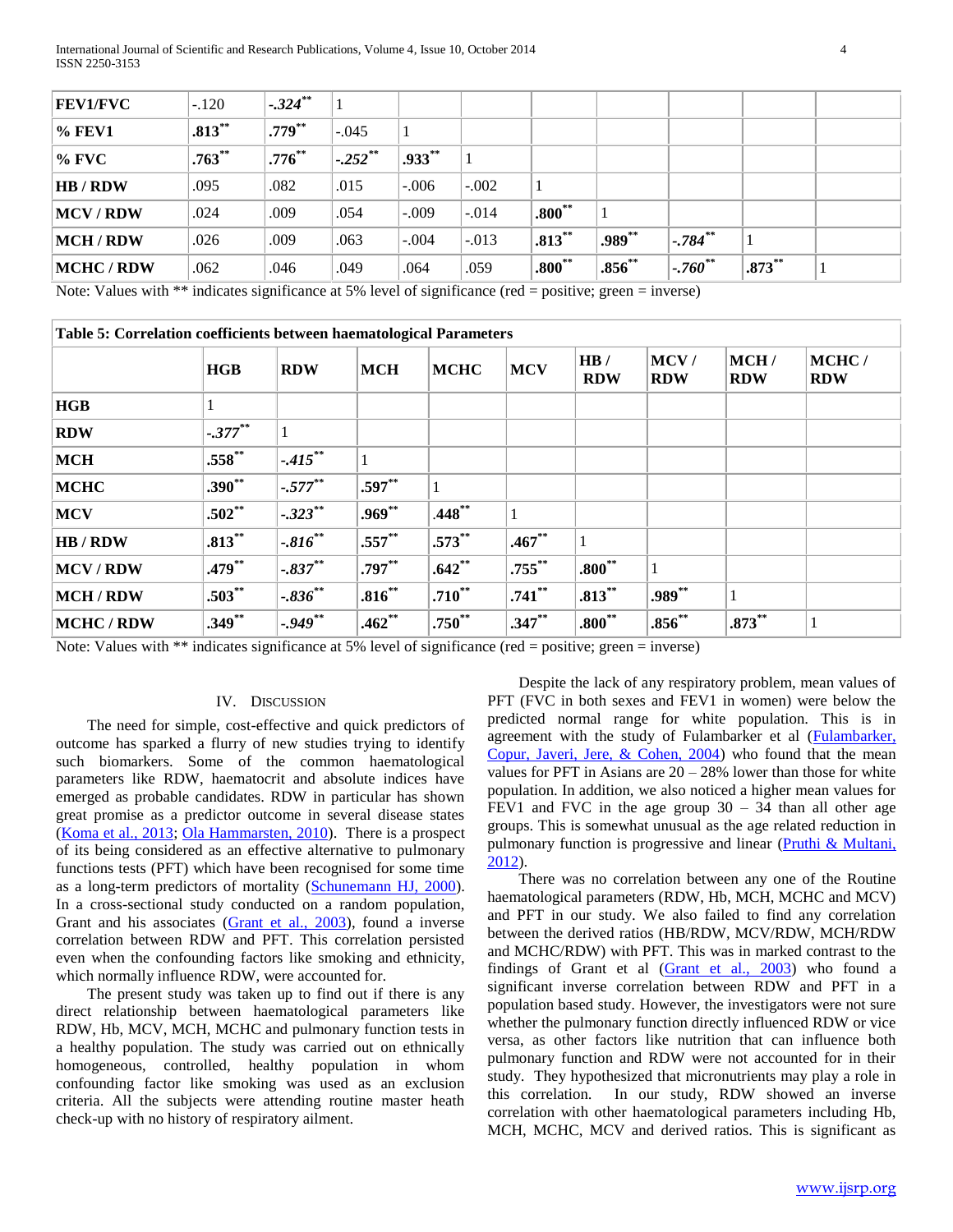| FEV1/FVC | -.120 | *-.324*** | 1 | | | | | | | |
|---|---|---|---|---|---|---|---|---|---|---|
| % FEV1 | **.813**** | **.779**** | -.045 | 1 | | | | | | |
| % FVC | **.763**** | **.776**** | *-.252*** | **.933**** | 1 | | | | | |
| HB / RDW | .095 | .082 | .015 | -.006 | -.002 | 1 | | | | |
| MCV / RDW | .024 | .009 | .054 | -.009 | -.014 | **.800**** | 1 | | | |
| MCH / RDW | .026 | .009 | .063 | -.004 | -.013 | **.813**** | **.989**** | *-.784*** | 1 | |
| MCHC / RDW | .062 | .046 | .049 | .064 | .059 | **.800**** | **.856**** | *-.760*** | **.873**** | 1 |

Note: Values with ** indicates significance at 5% level of significance (red = positive; green = inverse)

**Table 5: Correlation coefficients between haematological Parameters**

| | HGB | RDW | MCH | MCHC | MCV | HB / RDW | MCV / RDW | MCH / RDW | MCHC / RDW |
|---|---|---|---|---|---|---|---|---|---|
| **HGB** | 1 | | | | | | | | |
| **RDW** | *-.377*** | 1 | | | | | | | |
| **MCH** | **.558**** | *-.415*** | 1 | | | | | | |
| **MCHC** | **.390**** | *-.577*** | **.597**** | 1 | | | | | |
| **MCV** | **.502**** | *-.323*** | **.969**** | **.448**** | 1 | | | | |
| **HB / RDW** | **.813**** | *-.816*** | **.557**** | **.573**** | **.467**** | 1 | | | |
| **MCV / RDW** | **.479**** | *-.837*** | **.797**** | **.642**** | **.755**** | **.800**** | 1 | | |
| **MCH / RDW** | **.503**** | *-.836*** | **.816**** | **.710**** | **.741**** | **.813**** | **.989**** | 1 | |
| **MCHC / RDW** | **.349**** | *-.949*** | **.462**** | **.750**** | **.347**** | **.800**** | **.856**** | **.873**** | 1 |

Note: Values with ** indicates significance at 5% level of significance (red = positive; green = inverse)

## IV. Discussion

The need for simple, cost-effective and quick predictors of outcome has sparked a flurry of new studies trying to identify such biomarkers. Some of the common haematological parameters like RDW, haematocrit and absolute indices have emerged as probable candidates. RDW in particular has shown great promise as a predictor outcome in several disease states (Koma et al., 2013; Ola Hammarsten, 2010). There is a prospect of its being considered as an effective alternative to pulmonary functions tests (PFT) which have been recognised for some time as a long-term predictors of mortality (Schunemann HJ, 2000). In a cross-sectional study conducted on a random population, Grant and his associates (Grant et al., 2003), found a inverse correlation between RDW and PFT. This correlation persisted even when the confounding factors like smoking and ethnicity, which normally influence RDW, were accounted for.

The present study was taken up to find out if there is any direct relationship between haematological parameters like RDW, Hb, MCV, MCH, MCHC and pulmonary function tests in a healthy population. The study was carried out on ethnically homogeneous, controlled, healthy population in whom confounding factor like smoking was used as an exclusion criteria. All the subjects were attending routine master heath check-up with no history of respiratory ailment.

Despite the lack of any respiratory problem, mean values of PFT (FVC in both sexes and FEV1 in women) were below the predicted normal range for white population. This is in agreement with the study of Fulambarker et al (Fulambarker, Copur, Javeri, Jere, & Cohen, 2004) who found that the mean values for PFT in Asians are 20 – 28% lower than those for white population. In addition, we also noticed a higher mean values for FEV1 and FVC in the age group 30 – 34 than all other age groups. This is somewhat unusual as the age related reduction in pulmonary function is progressive and linear (Pruthi & Multani, 2012).

There was no correlation between any one of the Routine haematological parameters (RDW, Hb, MCH, MCHC and MCV) and PFT in our study. We also failed to find any correlation between the derived ratios (HB/RDW, MCV/RDW, MCH/RDW and MCHC/RDW) with PFT. This was in marked contrast to the findings of Grant et al (Grant et al., 2003) who found a significant inverse correlation between RDW and PFT in a population based study. However, the investigators were not sure whether the pulmonary function directly influenced RDW or vice versa, as other factors like nutrition that can influence both pulmonary function and RDW were not accounted for in their study. They hypothesized that micronutrients may play a role in this correlation. In our study, RDW showed an inverse correlation with other haematological parameters including Hb, MCH, MCHC, MCV and derived ratios. This is significant as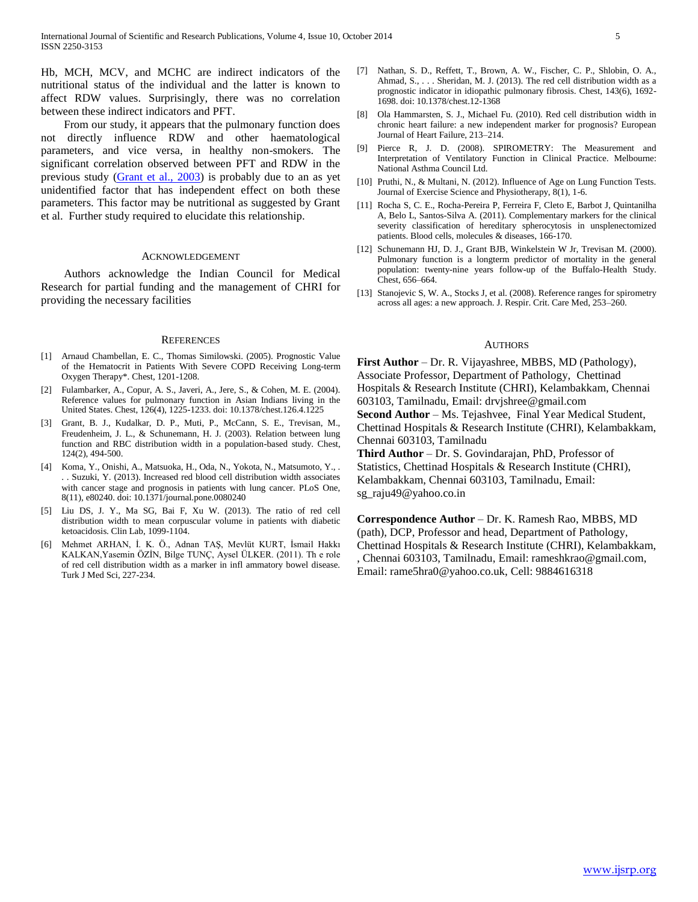Hb, MCH, MCV, and MCHC are indirect indicators of the nutritional status of the individual and the latter is known to affect RDW values. Surprisingly, there was no correlation between these indirect indicators and PFT.

From our study, it appears that the pulmonary function does not directly influence RDW and other haematological parameters, and vice versa, in healthy non-smokers. The significant correlation observed between PFT and RDW in the previous study (Grant et al., 2003) is probably due to an as yet unidentified factor that has independent effect on both these parameters. This factor may be nutritional as suggested by Grant et al. Further study required to elucidate this relationship.

## Acknowledgement

Authors acknowledge the Indian Council for Medical Research for partial funding and the management of CHRI for providing the necessary facilities

## References

[1] Arnaud Chambellan, E. C., Thomas Similowski. (2005). Prognostic Value of the Hematocrit in Patients With Severe COPD Receiving Long-term Oxygen Therapy*. Chest, 1201-1208.

[2] Fulambarker, A., Copur, A. S., Javeri, A., Jere, S., & Cohen, M. E. (2004). Reference values for pulmonary function in Asian Indians living in the United States. Chest, 126(4), 1225-1233. doi: 10.1378/chest.126.4.1225

[3] Grant, B. J., Kudalkar, D. P., Muti, P., McCann, S. E., Trevisan, M., Freudenheim, J. L., & Schunemann, H. J. (2003). Relation between lung function and RBC distribution width in a population-based study. Chest, 124(2), 494-500.

[4] Koma, Y., Onishi, A., Matsuoka, H., Oda, N., Yokota, N., Matsumoto, Y., . . . Suzuki, Y. (2013). Increased red blood cell distribution width associates with cancer stage and prognosis in patients with lung cancer. PLoS One, 8(11), e80240. doi: 10.1371/journal.pone.0080240

[5] Liu DS, J. Y., Ma SG, Bai F, Xu W. (2013). The ratio of red cell distribution width to mean corpuscular volume in patients with diabetic ketoacidosis. Clin Lab, 1099-1104.

[6] Mehmet ARHAN, İ. K. Ö., Adnan TAŞ, Mevlüt KURT, İsmail Hakkı KALKAN,Yasemin ÖZİN, Bilge TUNÇ, Aysel ÜLKER. (2011). Th e role of red cell distribution width as a marker in infl ammatory bowel disease. Turk J Med Sci, 227-234.

[7] Nathan, S. D., Reffett, T., Brown, A. W., Fischer, C. P., Shlobin, O. A., Ahmad, S., . . . Sheridan, M. J. (2013). The red cell distribution width as a prognostic indicator in idiopathic pulmonary fibrosis. Chest, 143(6), 1692-1698. doi: 10.1378/chest.12-1368

[8] Ola Hammarsten, S. J., Michael Fu. (2010). Red cell distribution width in chronic heart failure: a new independent marker for prognosis? European Journal of Heart Failure, 213–214.

[9] Pierce R, J. D. (2008). SPIROMETRY: The Measurement and Interpretation of Ventilatory Function in Clinical Practice. Melbourne: National Asthma Council Ltd.

[10] Pruthi, N., & Multani, N. (2012). Influence of Age on Lung Function Tests. Journal of Exercise Science and Physiotherapy, 8(1), 1-6.

[11] Rocha S, C. E., Rocha-Pereira P, Ferreira F, Cleto E, Barbot J, Quintanilha A, Belo L, Santos-Silva A. (2011). Complementary markers for the clinical severity classification of hereditary spherocytosis in unsplenectomized patients. Blood cells, molecules & diseases, 166-170.

[12] Schunemann HJ, D. J., Grant BJB, Winkelstein W Jr, Trevisan M. (2000). Pulmonary function is a longterm predictor of mortality in the general population: twenty-nine years follow-up of the Buffalo-Health Study. Chest, 656–664.

[13] Stanojevic S, W. A., Stocks J, et al. (2008). Reference ranges for spirometry across all ages: a new approach. J. Respir. Crit. Care Med, 253–260.

## Authors

**First Author** – Dr. R. Vijayashree, MBBS, MD (Pathology), Associate Professor, Department of Pathology, Chettinad Hospitals & Research Institute (CHRI), Kelambakkam, Chennai 603103, Tamilnadu, Email: drvjshree@gmail.com

**Second Author** – Ms. Tejashvee, Final Year Medical Student, Chettinad Hospitals & Research Institute (CHRI), Kelambakkam, Chennai 603103, Tamilnadu

**Third Author** – Dr. S. Govindarajan, PhD, Professor of Statistics, Chettinad Hospitals & Research Institute (CHRI), Kelambakkam, Chennai 603103, Tamilnadu, Email: sg_raju49@yahoo.co.in

**Correspondence Author** – Dr. K. Ramesh Rao, MBBS, MD (path), DCP, Professor and head, Department of Pathology, Chettinad Hospitals & Research Institute (CHRI), Kelambakkam, , Chennai 603103, Tamilnadu, Email: rameshkrao@gmail.com, Email: rame5hra0@yahoo.co.uk, Cell: 9884616318